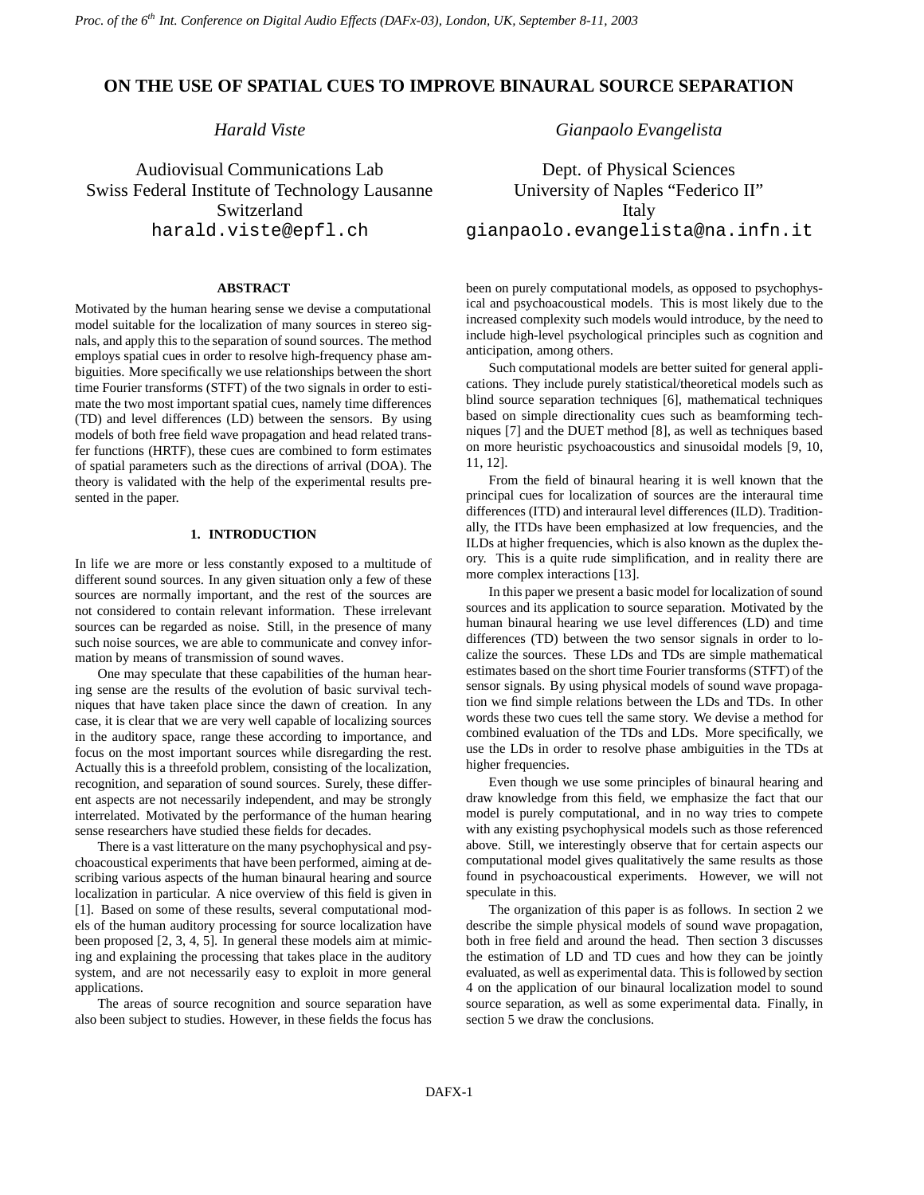# ON THE USE OF SPATIAL CUES TO IMPROVE BINAURAL SOURCE SEPARATION

*Harald Viste*

Audiovisual Communications Lab
Swiss Federal Institute of Technology Lausanne
Switzerland
harald.viste@epfl.ch

*Gianpaolo Evangelista*

Dept. of Physical Sciences
University of Naples "Federico II"
Italy
gianpaolo.evangelista@na.infn.it

## ABSTRACT

Motivated by the human hearing sense we devise a computational model suitable for the localization of many sources in stereo signals, and apply this to the separation of sound sources. The method employs spatial cues in order to resolve high-frequency phase ambiguities. More specifically we use relationships between the short time Fourier transforms (STFT) of the two signals in order to estimate the two most important spatial cues, namely time differences (TD) and level differences (LD) between the sensors. By using models of both free field wave propagation and head related transfer functions (HRTF), these cues are combined to form estimates of spatial parameters such as the directions of arrival (DOA). The theory is validated with the help of the experimental results presented in the paper.

## 1. INTRODUCTION

In life we are more or less constantly exposed to a multitude of different sound sources. In any given situation only a few of these sources are normally important, and the rest of the sources are not considered to contain relevant information. These irrelevant sources can be regarded as noise. Still, in the presence of many such noise sources, we are able to communicate and convey information by means of transmission of sound waves.

One may speculate that these capabilities of the human hearing sense are the results of the evolution of basic survival techniques that have taken place since the dawn of creation. In any case, it is clear that we are very well capable of localizing sources in the auditory space, range these according to importance, and focus on the most important sources while disregarding the rest. Actually this is a threefold problem, consisting of the localization, recognition, and separation of sound sources. Surely, these different aspects are not necessarily independent, and may be strongly interrelated. Motivated by the performance of the human hearing sense researchers have studied these fields for decades.

There is a vast litterature on the many psychophysical and psychoacoustical experiments that have been performed, aiming at describing various aspects of the human binaural hearing and source localization in particular. A nice overview of this field is given in [1]. Based on some of these results, several computational models of the human auditory processing for source localization have been proposed [2, 3, 4, 5]. In general these models aim at mimicing and explaining the processing that takes place in the auditory system, and are not necessarily easy to exploit in more general applications.

The areas of source recognition and source separation have also been subject to studies. However, in these fields the focus has been on purely computational models, as opposed to psychophysical and psychoacoustical models. This is most likely due to the increased complexity such models would introduce, by the need to include high-level psychological principles such as cognition and anticipation, among others.

Such computational models are better suited for general applications. They include purely statistical/theoretical models such as blind source separation techniques [6], mathematical techniques based on simple directionality cues such as beamforming techniques [7] and the DUET method [8], as well as techniques based on more heuristic psychoacoustics and sinusoidal models [9, 10, 11, 12].

From the field of binaural hearing it is well known that the principal cues for localization of sources are the interaural time differences (ITD) and interaural level differences (ILD). Traditionally, the ITDs have been emphasized at low frequencies, and the ILDs at higher frequencies, which is also known as the duplex theory. This is a quite rude simplification, and in reality there are more complex interactions [13].

In this paper we present a basic model for localization of sound sources and its application to source separation. Motivated by the human binaural hearing we use level differences (LD) and time differences (TD) between the two sensor signals in order to localize the sources. These LDs and TDs are simple mathematical estimates based on the short time Fourier transforms (STFT) of the sensor signals. By using physical models of sound wave propagation we find simple relations between the LDs and TDs. In other words these two cues tell the same story. We devise a method for combined evaluation of the TDs and LDs. More specifically, we use the LDs in order to resolve phase ambiguities in the TDs at higher frequencies.

Even though we use some principles of binaural hearing and draw knowledge from this field, we emphasize the fact that our model is purely computational, and in no way tries to compete with any existing psychophysical models such as those referenced above. Still, we interestingly observe that for certain aspects our computational model gives qualitatively the same results as those found in psychoacoustical experiments. However, we will not speculate in this.

The organization of this paper is as follows. In section 2 we describe the simple physical models of sound wave propagation, both in free field and around the head. Then section 3 discusses the estimation of LD and TD cues and how they can be jointly evaluated, as well as experimental data. This is followed by section 4 on the application of our binaural localization model to sound source separation, as well as some experimental data. Finally, in section 5 we draw the conclusions.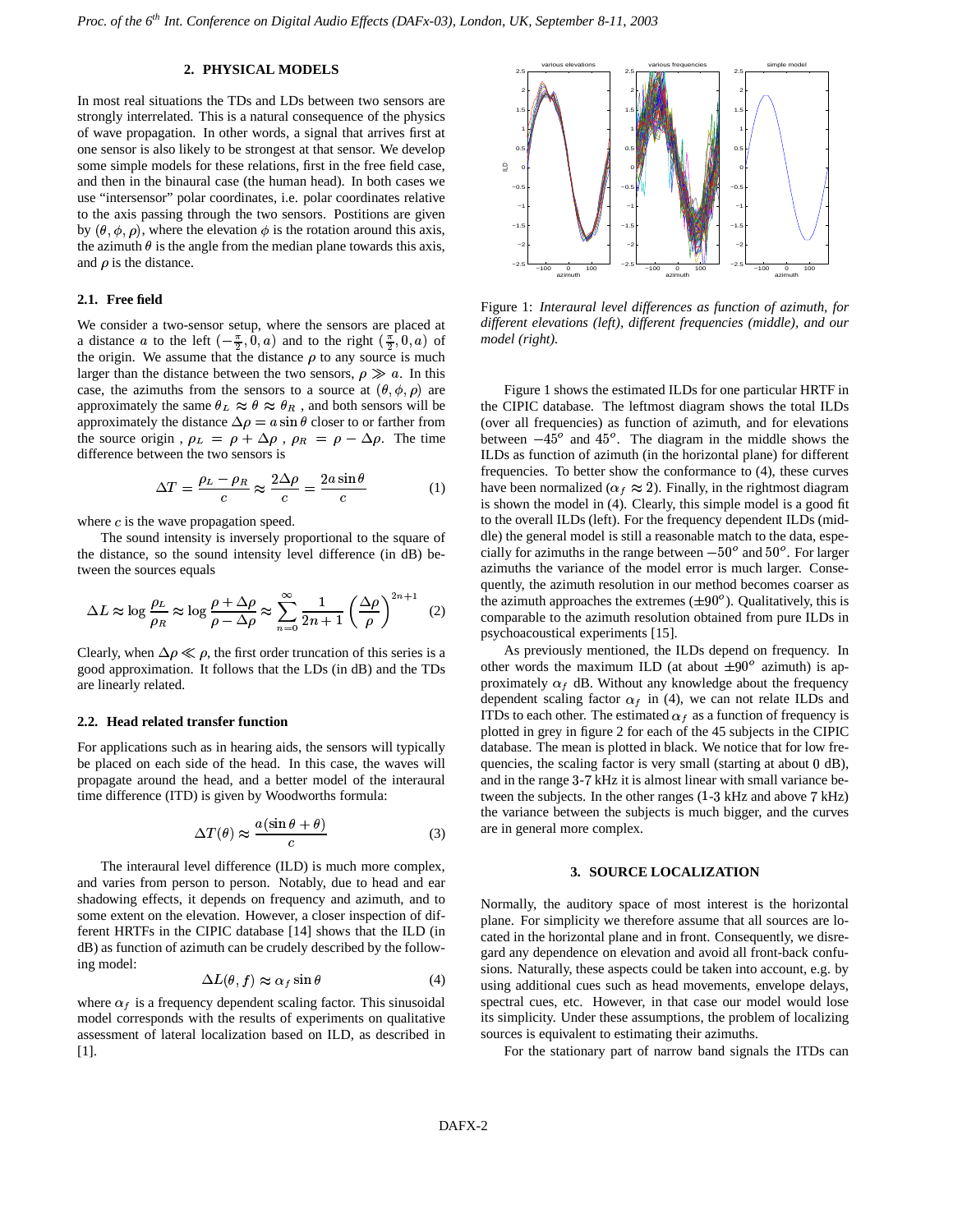## 2. PHYSICAL MODELS

In most real situations the TDs and LDs between two sensors are strongly interrelated. This is a natural consequence of the physics of wave propagation. In other words, a signal that arrives first at one sensor is also likely to be strongest at that sensor. We develop some simple models for these relations, first in the free field case, and then in the binaural case (the human head). In both cases we use "intersensor" polar coordinates, i.e. polar coordinates relative to the axis passing through the two sensors. Postitions are given by $(\theta, \phi, \rho)$, where the elevation $\phi$ is the rotation around this axis, the azimuth $\theta$ is the angle from the median plane towards this axis, and $\rho$ is the distance.

### 2.1. Free field

We consider a two-sensor setup, where the sensors are placed at a distance $a$ to the left $(-\frac{\pi}{2}, 0, a)$ and to the right $(\frac{\pi}{2}, 0, a)$ of the origin. We assume that the distance $\rho$ to any source is much larger than the distance between the two sensors, $\rho \gg a$. In this case, the azimuths from the sensors to a source at $(\theta, \phi, \rho)$ are approximately the same $\theta_L \approx \theta \approx \theta_R$ , and both sensors will be approximately the distance $\Delta\rho = a \sin\theta$ closer to or farther from the source origin , $\rho_L = \rho + \Delta\rho$ , $\rho_R = \rho - \Delta\rho$. The time difference between the two sensors is

$$\Delta T = \frac{\rho_L - \rho_R}{c} \approx \frac{2\Delta\rho}{c} = \frac{2a\sin\theta}{c} \tag{1}$$

where $c$ is the wave propagation speed.

The sound intensity is inversely proportional to the square of the distance, so the sound intensity level difference (in dB) between the sources equals

$$\Delta L \approx \log\frac{\rho_L}{\rho_R} \approx \log\frac{\rho + \Delta\rho}{\rho - \Delta\rho} \approx \sum_{n=0}^{\infty} \frac{1}{2n+1}\left(\frac{\Delta\rho}{\rho}\right)^{2n+1} \tag{2}$$

Clearly, when $\Delta\rho \ll \rho$, the first order truncation of this series is a good approximation. It follows that the LDs (in dB) and the TDs are linearly related.

### 2.2. Head related transfer function

For applications such as in hearing aids, the sensors will typically be placed on each side of the head. In this case, the waves will propagate around the head, and a better model of the interaural time difference (ITD) is given by Woodworths formula:

$$\Delta T(\theta) \approx \frac{a(\sin\theta + \theta)}{c} \tag{3}$$

The interaural level difference (ILD) is much more complex, and varies from person to person. Notably, due to head and ear shadowing effects, it depends on frequency and azimuth, and to some extent on the elevation. However, a closer inspection of different HRTFs in the CIPIC database [14] shows that the ILD (in dB) as function of azimuth can be crudely described by the following model:

$$\Delta L(\theta, f) \approx \alpha_f \sin\theta \tag{4}$$

where $\alpha_f$ is a frequency dependent scaling factor. This sinusoidal model corresponds with the results of experiments on qualitative assessment of lateral localization based on ILD, as described in [1].

Figure 1: *Interaural level differences as function of azimuth, for different elevations (left), different frequencies (middle), and our model (right).*

Figure 1 shows the estimated ILDs for one particular HRTF in the CIPIC database. The leftmost diagram shows the total ILDs (over all frequencies) as function of azimuth, and for elevations between $-45^o$ and $45^o$. The diagram in the middle shows the ILDs as function of azimuth (in the horizontal plane) for different frequencies. To better show the conformance to (4), these curves have been normalized ($\alpha_f \approx 2$). Finally, in the rightmost diagram is shown the model in (4). Clearly, this simple model is a good fit to the overall ILDs (left). For the frequency dependent ILDs (middle) the general model is still a reasonable match to the data, especially for azimuths in the range between $-50^o$ and $50^o$. For larger azimuths the variance of the model error is much larger. Consequently, the azimuth resolution in our method becomes coarser as the azimuth approaches the extremes ($\pm 90^o$). Qualitatively, this is comparable to the azimuth resolution obtained from pure ILDs in psychoacoustical experiments [15].

As previously mentioned, the ILDs depend on frequency. In other words the maximum ILD (at about $\pm 90^o$ azimuth) is approximately $\alpha_f$ dB. Without any knowledge about the frequency dependent scaling factor $\alpha_f$ in (4), we can not relate ILDs and ITDs to each other. The estimated $\alpha_f$ as a function of frequency is plotted in grey in figure 2 for each of the 45 subjects in the CIPIC database. The mean is plotted in black. We notice that for low frequencies, the scaling factor is very small (starting at about 0 dB), and in the range 3-7 kHz it is almost linear with small variance between the subjects. In the other ranges (1-3 kHz and above 7 kHz) the variance between the subjects is much bigger, and the curves are in general more complex.

## 3. SOURCE LOCALIZATION

Normally, the auditory space of most interest is the horizontal plane. For simplicity we therefore assume that all sources are located in the horizontal plane and in front. Consequently, we disregard any dependence on elevation and avoid all front-back confusions. Naturally, these aspects could be taken into account, e.g. by using additional cues such as head movements, envelope delays, spectral cues, etc. However, in that case our model would lose its simplicity. Under these assumptions, the problem of localizing sources is equivalent to estimating their azimuths.

For the stationary part of narrow band signals the ITDs can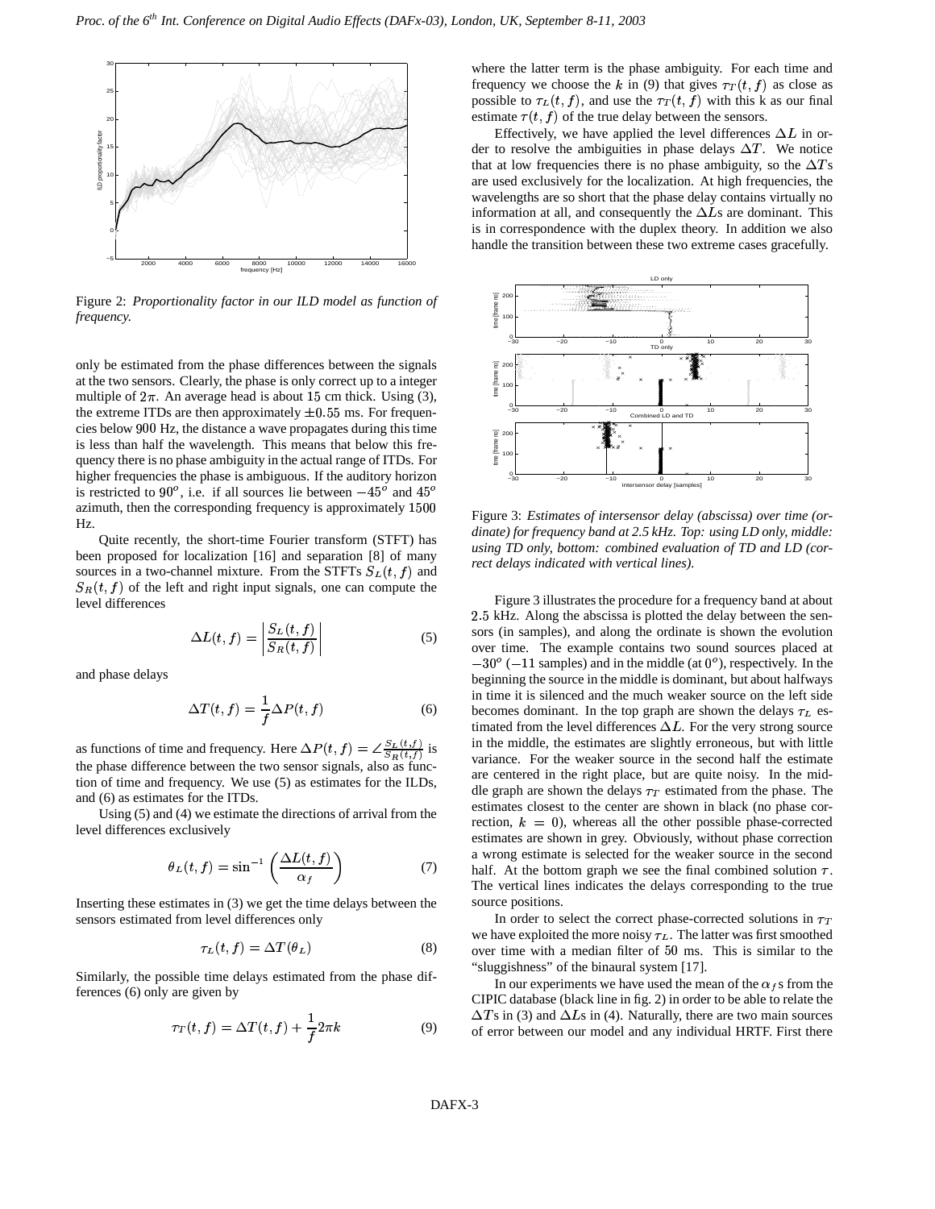Figure 2: *Proportionality factor in our ILD model as function of frequency.*

only be estimated from the phase differences between the signals at the two sensors. Clearly, the phase is only correct up to a integer multiple of $2\pi$. An average head is about 15 cm thick. Using (3), the extreme ITDs are then approximately $\pm 0.55$ ms. For frequencies below 900 Hz, the distance a wave propagates during this time is less than half the wavelength. This means that below this frequency there is no phase ambiguity in the actual range of ITDs. For higher frequencies the phase is ambiguous. If the auditory horizon is restricted to $90^o$, i.e. if all sources lie between $-45^o$ and $45^o$ azimuth, then the corresponding frequency is approximately 1500 Hz.

Quite recently, the short-time Fourier transform (STFT) has been proposed for localization [16] and separation [8] of many sources in a two-channel mixture. From the STFTs $S_L(t, f)$ and $S_R(t, f)$ of the left and right input signals, one can compute the level differences

$$\Delta L(t, f) = \left| \frac{S_L(t, f)}{S_R(t, f)} \right| \tag{5}$$

and phase delays

$$\Delta T(t, f) = \frac{1}{f} \Delta P(t, f) \tag{6}$$

as functions of time and frequency. Here $\Delta P(t, f) = \angle \frac{S_L(t,f)}{S_R(t,f)}$ is the phase difference between the two sensor signals, also as function of time and frequency. We use (5) as estimates for the ILDs, and (6) as estimates for the ITDs.

Using (5) and (4) we estimate the directions of arrival from the level differences exclusively

$$\theta_L(t, f) = \sin^{-1} \left( \frac{\Delta L(t, f)}{\alpha_f} \right) \tag{7}$$

Inserting these estimates in (3) we get the time delays between the sensors estimated from level differences only

$$\tau_L(t, f) = \Delta T(\theta_L) \tag{8}$$

Similarly, the possible time delays estimated from the phase differences (6) only are given by

$$\tau_T(t, f) = \Delta T(t, f) + \frac{1}{f} 2\pi k \tag{9}$$

where the latter term is the phase ambiguity. For each time and frequency we choose the $k$ in (9) that gives $\tau_T(t, f)$ as close as possible to $\tau_L(t, f)$, and use the $\tau_T(t, f)$ with this k as our final estimate $\tau(t, f)$ of the true delay between the sensors.

Effectively, we have applied the level differences $\Delta L$ in order to resolve the ambiguities in phase delays $\Delta T$. We notice that at low frequencies there is no phase ambiguity, so the $\Delta T$s are used exclusively for the localization. At high frequencies, the wavelengths are so short that the phase delay contains virtually no information at all, and consequently the $\Delta L$s are dominant. This is in correspondence with the duplex theory. In addition we also handle the transition between these two extreme cases gracefully.

Figure 3: *Estimates of intersensor delay (abscissa) over time (ordinate) for frequency band at 2.5 kHz. Top: using LD only, middle: using TD only, bottom: combined evaluation of TD and LD (correct delays indicated with vertical lines).*

Figure 3 illustrates the procedure for a frequency band at about 2.5 kHz. Along the abscissa is plotted the delay between the sensors (in samples), and along the ordinate is shown the evolution over time. The example contains two sound sources placed at $-30^o$ ($-11$ samples) and in the middle (at $0^o$), respectively. In the beginning the source in the middle is dominant, but about halfways in time it is silenced and the much weaker source on the left side becomes dominant. In the top graph are shown the delays $\tau_L$ estimated from the level differences $\Delta L$. For the very strong source in the middle, the estimates are slightly erroneous, but with little variance. For the weaker source in the second half the estimate are centered in the right place, but are quite noisy. In the middle graph are shown the delays $\tau_T$ estimated from the phase. The estimates closest to the center are shown in black (no phase correction, $k = 0$), whereas all the other possible phase-corrected estimates are shown in grey. Obviously, without phase correction a wrong estimate is selected for the weaker source in the second half. At the bottom graph we see the final combined solution $\tau$. The vertical lines indicates the delays corresponding to the true source positions.

In order to select the correct phase-corrected solutions in $\tau_T$ we have exploited the more noisy $\tau_L$. The latter was first smoothed over time with a median filter of 50 ms. This is similar to the "sluggishness" of the binaural system [17].

In our experiments we have used the mean of the $\alpha_f$s from the CIPIC database (black line in fig. 2) in order to be able to relate the $\Delta T$s in (3) and $\Delta L$s in (4). Naturally, there are two main sources of error between our model and any individual HRTF. First there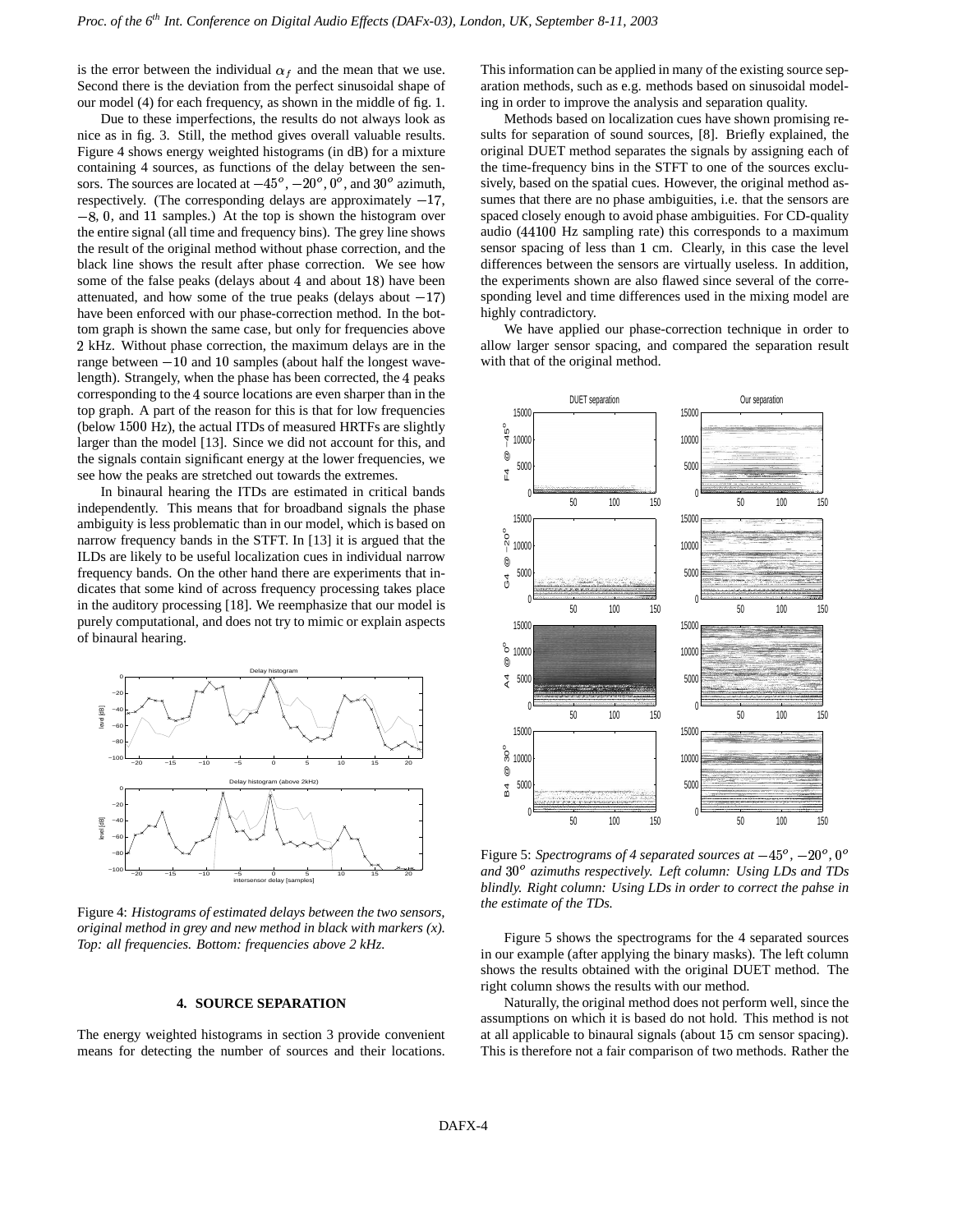is the error between the individual $\alpha_f$ and the mean that we use. Second there is the deviation from the perfect sinusoidal shape of our model (4) for each frequency, as shown in the middle of fig. 1.

Due to these imperfections, the results do not always look as nice as in fig. 3. Still, the method gives overall valuable results. Figure 4 shows energy weighted histograms (in dB) for a mixture containing 4 sources, as functions of the delay between the sensors. The sources are located at $-45^o$, $-20^o$, $0^o$, and $30^o$ azimuth, respectively. (The corresponding delays are approximately $-17$, $-8$, $0$, and $11$ samples.) At the top is shown the histogram over the entire signal (all time and frequency bins). The grey line shows the result of the original method without phase correction, and the black line shows the result after phase correction. We see how some of the false peaks (delays about 4 and about 18) have been attenuated, and how some of the true peaks (delays about $-17$) have been enforced with our phase-correction method. In the bottom graph is shown the same case, but only for frequencies above 2 kHz. Without phase correction, the maximum delays are in the range between $-10$ and $10$ samples (about half the longest wavelength). Strangely, when the phase has been corrected, the 4 peaks corresponding to the 4 source locations are even sharper than in the top graph. A part of the reason for this is that for low frequencies (below 1500 Hz), the actual ITDs of measured HRTFs are slightly larger than the model [13]. Since we did not account for this, and the signals contain significant energy at the lower frequencies, we see how the peaks are stretched out towards the extremes.

In binaural hearing the ITDs are estimated in critical bands independently. This means that for broadband signals the phase ambiguity is less problematic than in our model, which is based on narrow frequency bands in the STFT. In [13] it is argued that the ILDs are likely to be useful localization cues in individual narrow frequency bands. On the other hand there are experiments that indicates that some kind of across frequency processing takes place in the auditory processing [18]. We reemphasize that our model is purely computational, and does not try to mimic or explain aspects of binaural hearing.

Figure 4: *Histograms of estimated delays between the two sensors, original method in grey and new method in black with markers (x). Top: all frequencies. Bottom: frequencies above 2 kHz.*

## 4. SOURCE SEPARATION

The energy weighted histograms in section 3 provide convenient means for detecting the number of sources and their locations. This information can be applied in many of the existing source separation methods, such as e.g. methods based on sinusoidal modeling in order to improve the analysis and separation quality.

Methods based on localization cues have shown promising results for separation of sound sources, [8]. Briefly explained, the original DUET method separates the signals by assigning each of the time-frequency bins in the STFT to one of the sources exclusively, based on the spatial cues. However, the original method assumes that there are no phase ambiguities, i.e. that the sensors are spaced closely enough to avoid phase ambiguities. For CD-quality audio (44100 Hz sampling rate) this corresponds to a maximum sensor spacing of less than 1 cm. Clearly, in this case the level differences between the sensors are virtually useless. In addition, the experiments shown are also flawed since several of the corresponding level and time differences used in the mixing model are highly contradictory.

We have applied our phase-correction technique in order to allow larger sensor spacing, and compared the separation result with that of the original method.

Figure 5: *Spectrograms of 4 separated sources at $-45^o$, $-20^o$, $0^o$ and $30^o$ azimuths respectively. Left column: Using LDs and TDs blindly. Right column: Using LDs in order to correct the pahse in the estimate of the TDs.*

Figure 5 shows the spectrograms for the 4 separated sources in our example (after applying the binary masks). The left column shows the results obtained with the original DUET method. The right column shows the results with our method.

Naturally, the original method does not perform well, since the assumptions on which it is based do not hold. This method is not at all applicable to binaural signals (about 15 cm sensor spacing). This is therefore not a fair comparison of two methods. Rather the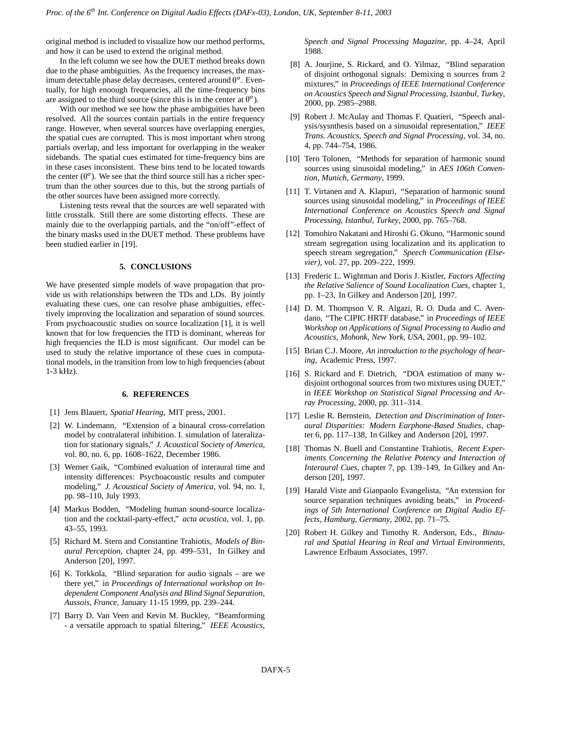original method is included to visualize how our method performs, and how it can be used to extend the original method.

In the left column we see how the DUET method breaks down due to the phase ambiguities. As the frequency increases, the maximum detectable phase delay decreases, centered around $0^o$. Eventually, for high enoough frequencies, all the time-frequency bins are assigned to the third source (since this is in the center at $0^o$).

With our method we see how the phase ambiguities have been resolved. All the sources contain partials in the entire frequency range. However, when several sources have overlapping energies, the spatial cues are corrupted. This is most important when strong partials overlap, and less important for overlapping in the weaker sidebands. The spatial cues estimated for time-frequency bins are in these cases inconsistent. These bins tend to be located towards the center ($0^o$). We see that the third source still has a richer spectrum than the other sources due to this, but the strong partials of the other sources have been assigned more correctly.

Listening tests reveal that the sources are well separated with little crosstalk. Still there are some distorting effects. These are mainly due to the overlapping partials, and the "on/off"-effect of the binary masks used in the DUET method. These problems have been studied earlier in [19].

## 5. CONCLUSIONS

We have presented simple models of wave propagation that provide us with relationships between the TDs and LDs. By jointly evaluating these cues, one can resolve phase ambiguities, effectively improving the localization and separation of sound sources. From psychoacoustic studies on source localization [1], it is well known that for low frequencies the ITD is dominant, whereas for high frequencies the ILD is most significant. Our model can be used to study the relative importance of these cues in computational models, in the transition from low to high frequencies (about 1-3 kHz).

## 6. REFERENCES

[1] Jens Blauert, *Spatial Hearing*, MIT press, 2001.

[2] W. Lindemann, "Extension of a binaural cross-correlation model by contralateral inhibition. I. simulation of lateralization for stationary signals," *J. Acoustical Society of America*, vol. 80, no. 6, pp. 1608–1622, December 1986.

[3] Werner Gaik, "Combined evaluation of interaural time and intensity differences: Psychoacoustic results and computer modeling," *J. Acoustical Society of America*, vol. 94, no. 1, pp. 98–110, July 1993.

[4] Markus Bodden, "Modeling human sound-source localization and the cocktail-party-effect," *acta acustica*, vol. 1, pp. 43–55, 1993.

[5] Richard M. Stern and Constantine Trahiotis, *Models of Binaural Perception*, chapter 24, pp. 499–531, In Gilkey and Anderson [20], 1997.

[6] K. Torkkola, "Blind separation for audio signals – are we there yet," in *Proceedings of International workshop on Independent Component Analysis and Blind Signal Separation, Aussois, France*, January 11-15 1999, pp. 239–244.

[7] Barry D. Van Veen and Kevin M. Buckley, "Beamforming - a versatile approach to spatial filtering," *IEEE Acoustics, Speech and Signal Processing Magazine*, pp. 4–24, April 1988.

[8] A. Jourjine, S. Rickard, and O. Yilmaz, "Blind separation of disjoint orthogonal signals: Demixing n sources from 2 mixtures," in *Proceedings of IEEE International Conference on Acoustics Speech and Signal Processing, Istanbul, Turkey*, 2000, pp. 2985–2988.

[9] Robert J. McAulay and Thomas F. Quatieri, "Speech analysis/sysnthesis based on a sinusoidal representation," *IEEE Trans. Acoustics, Speech and Signal Processing*, vol. 34, no. 4, pp. 744–754, 1986.

[10] Tero Tolonen, "Methods for separation of harmonic sound sources using sinusoidal modeling," in *AES 106th Convention, Munich, Germany*, 1999.

[11] T. Virtanen and A. Klapuri, "Separation of harmonic sound sources using sinusoidal modeling," in *Proceedings of IEEE International Conference on Acoustics Speech and Signal Processing, Istanbul, Turkey*, 2000, pp. 765–768.

[12] Tomohiro Nakatani and Hiroshi G. Okuno, "Harmonic sound stream segregation using localization and its application to speech stream segregation," *Speech Communication (Elsevier)*, vol. 27, pp. 209–222, 1999.

[13] Frederic L. Wightman and Doris J. Kistler, *Factors Affecting the Relative Salience of Sound Localization Cues*, chapter 1, pp. 1–23, In Gilkey and Anderson [20], 1997.

[14] D. M. Thompson V. R. Algazi, R. O. Duda and C. Avendano, "The CIPIC HRTF database," in *Proceedings of IEEE Workshop on Applications of Signal Processing to Audio and Acoustics, Mohonk, New York, USA*, 2001, pp. 99–102.

[15] Brian C.J. Moore, *An introduction to the psychology of hearing*, Academic Press, 1997.

[16] S. Rickard and F. Dietrich, "DOA estimation of many w-disjoint orthogonal sources from two mixtures using DUET," in *IEEE Workshop on Statistical Signal Processing and Array Processing*, 2000, pp. 311–314.

[17] Leslie R. Bernstein, *Detection and Discrimination of Interaural Disparities: Modern Earphone-Based Studies*, chapter 6, pp. 117–138, In Gilkey and Anderson [20], 1997.

[18] Thomas N. Buell and Constantine Trahiotis, *Recent Experiments Concerning the Relative Potency and Interaction of Interaural Cues*, chapter 7, pp. 139–149, In Gilkey and Anderson [20], 1997.

[19] Harald Viste and Gianpaolo Evangelista, "An extension for source separation techniques avoiding beats," in *Proceedings of 5th International Conference on Digital Audio Effects, Hamburg, Germany*, 2002, pp. 71–75.

[20] Robert H. Gilkey and Timothy R. Anderson, Eds., *Binaural and Spatial Hearing in Real and Virtual Environments*, Lawrence Erlbaum Associates, 1997.